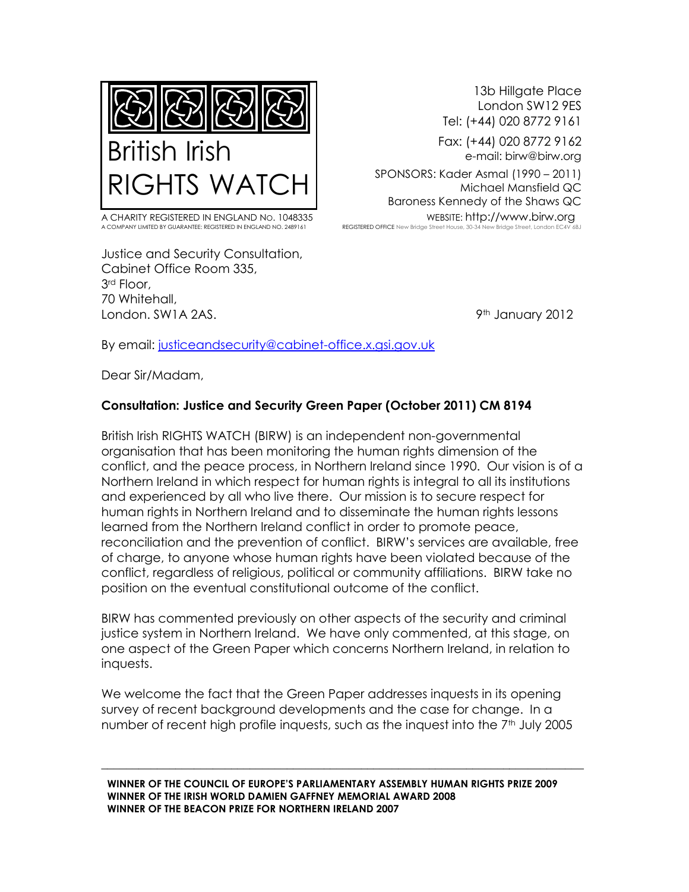# British Irish RIGHTS WATCH

A CHARITY REGISTERED IN ENGLAND No. 1048335
A COMPANY LIMITED BY GUARANTEE: REGISTERED IN ENGLAND NO. 2489161

13b Hillgate Place
London SW12 9ES
Tel: (+44) 020 8772 9161
Fax: (+44) 020 8772 9162
e-mail: birw@birw.org

SPONSORS: Kader Asmal (1990 – 2011)
Michael Mansfield QC
Baroness Kennedy of the Shaws QC

WEBSITE: http://www.birw.org
REGISTERED OFFICE New Bridge Street House, 30-34 New Bridge Street, London EC4V 6BJ

Justice and Security Consultation,
Cabinet Office Room 335,
3rd Floor,
70 Whitehall,
London. SW1A 2AS.

9th January 2012

By email: justiceandsecurity@cabinet-office.x.gsi.gov.uk

Dear Sir/Madam,

**Consultation: Justice and Security Green Paper (October 2011) CM 8194**

British Irish RIGHTS WATCH (BIRW) is an independent non-governmental organisation that has been monitoring the human rights dimension of the conflict, and the peace process, in Northern Ireland since 1990. Our vision is of a Northern Ireland in which respect for human rights is integral to all its institutions and experienced by all who live there. Our mission is to secure respect for human rights in Northern Ireland and to disseminate the human rights lessons learned from the Northern Ireland conflict in order to promote peace, reconciliation and the prevention of conflict. BIRW's services are available, free of charge, to anyone whose human rights have been violated because of the conflict, regardless of religious, political or community affiliations. BIRW take no position on the eventual constitutional outcome of the conflict.

BIRW has commented previously on other aspects of the security and criminal justice system in Northern Ireland. We have only commented, at this stage, on one aspect of the Green Paper which concerns Northern Ireland, in relation to inquests.

We welcome the fact that the Green Paper addresses inquests in its opening survey of recent background developments and the case for change. In a number of recent high profile inquests, such as the inquest into the 7th July 2005

**WINNER OF THE COUNCIL OF EUROPE'S PARLIAMENTARY ASSEMBLY HUMAN RIGHTS PRIZE 2009**
**WINNER OF THE IRISH WORLD DAMIEN GAFFNEY MEMORIAL AWARD 2008**
**WINNER OF THE BEACON PRIZE FOR NORTHERN IRELAND 2007**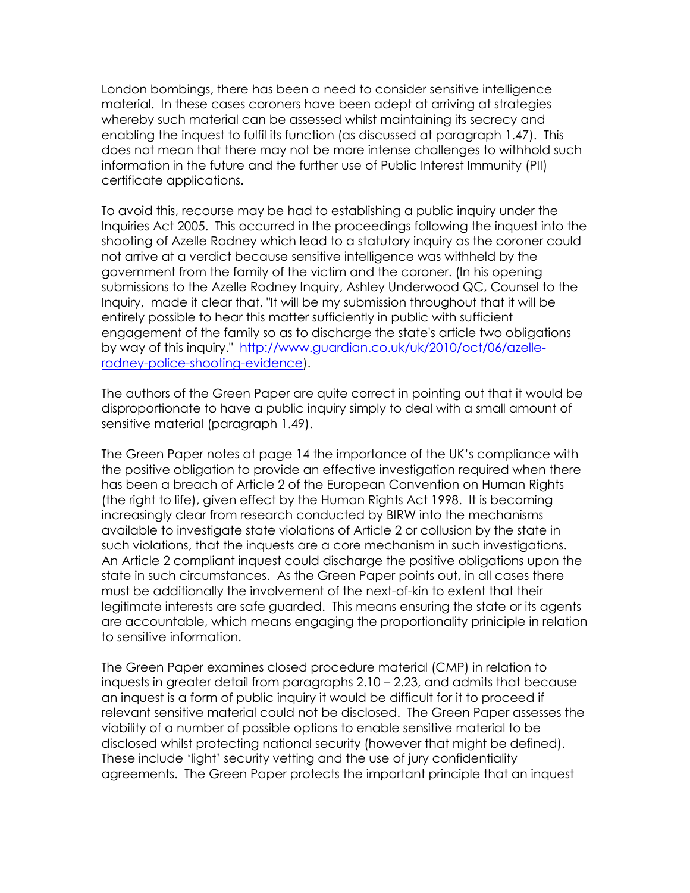London bombings, there has been a need to consider sensitive intelligence material. In these cases coroners have been adept at arriving at strategies whereby such material can be assessed whilst maintaining its secrecy and enabling the inquest to fulfil its function (as discussed at paragraph 1.47). This does not mean that there may not be more intense challenges to withhold such information in the future and the further use of Public Interest Immunity (PII) certificate applications.

To avoid this, recourse may be had to establishing a public inquiry under the Inquiries Act 2005. This occurred in the proceedings following the inquest into the shooting of Azelle Rodney which lead to a statutory inquiry as the coroner could not arrive at a verdict because sensitive intelligence was withheld by the government from the family of the victim and the coroner. (In his opening submissions to the Azelle Rodney Inquiry, Ashley Underwood QC, Counsel to the Inquiry, made it clear that, "It will be my submission throughout that it will be entirely possible to hear this matter sufficiently in public with sufficient engagement of the family so as to discharge the state's article two obligations by way of this inquiry." [http://www.guardian.co.uk/uk/2010/oct/06/azelle-rodney-police-shooting-evidence](http://www.guardian.co.uk/uk/2010/oct/06/azelle-rodney-police-shooting-evidence)).

The authors of the Green Paper are quite correct in pointing out that it would be disproportionate to have a public inquiry simply to deal with a small amount of sensitive material (paragraph 1.49).

The Green Paper notes at page 14 the importance of the UK's compliance with the positive obligation to provide an effective investigation required when there has been a breach of Article 2 of the European Convention on Human Rights (the right to life), given effect by the Human Rights Act 1998. It is becoming increasingly clear from research conducted by BIRW into the mechanisms available to investigate state violations of Article 2 or collusion by the state in such violations, that the inquests are a core mechanism in such investigations. An Article 2 compliant inquest could discharge the positive obligations upon the state in such circumstances. As the Green Paper points out, in all cases there must be additionally the involvement of the next-of-kin to extent that their legitimate interests are safe guarded. This means ensuring the state or its agents are accountable, which means engaging the proportionality priniciple in relation to sensitive information.

The Green Paper examines closed procedure material (CMP) in relation to inquests in greater detail from paragraphs 2.10 – 2.23, and admits that because an inquest is a form of public inquiry it would be difficult for it to proceed if relevant sensitive material could not be disclosed. The Green Paper assesses the viability of a number of possible options to enable sensitive material to be disclosed whilst protecting national security (however that might be defined). These include 'light' security vetting and the use of jury confidentiality agreements. The Green Paper protects the important principle that an inquest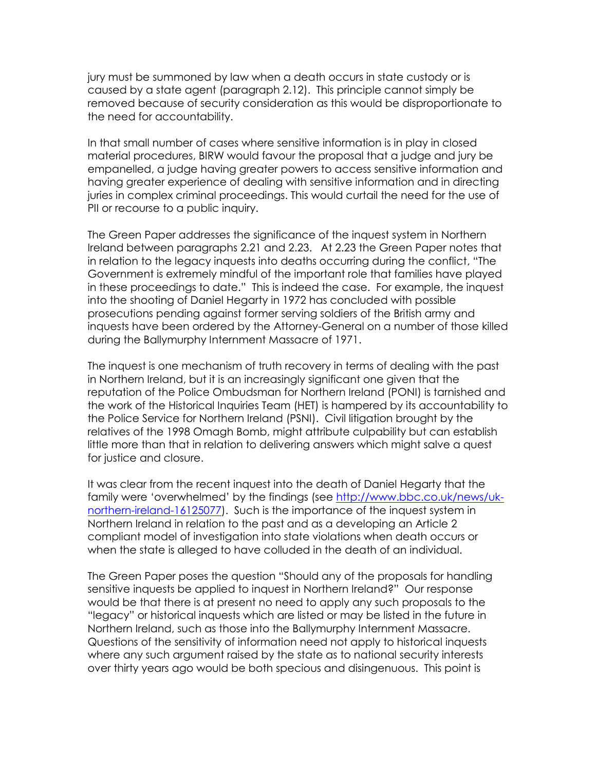jury must be summoned by law when a death occurs in state custody or is caused by a state agent (paragraph 2.12). This principle cannot simply be removed because of security consideration as this would be disproportionate to the need for accountability.

In that small number of cases where sensitive information is in play in closed material procedures, BIRW would favour the proposal that a judge and jury be empanelled, a judge having greater powers to access sensitive information and having greater experience of dealing with sensitive information and in directing juries in complex criminal proceedings. This would curtail the need for the use of PII or recourse to a public inquiry.

The Green Paper addresses the significance of the inquest system in Northern Ireland between paragraphs 2.21 and 2.23. At 2.23 the Green Paper notes that in relation to the legacy inquests into deaths occurring during the conflict, "The Government is extremely mindful of the important role that families have played in these proceedings to date." This is indeed the case. For example, the inquest into the shooting of Daniel Hegarty in 1972 has concluded with possible prosecutions pending against former serving soldiers of the British army and inquests have been ordered by the Attorney-General on a number of those killed during the Ballymurphy Internment Massacre of 1971.

The inquest is one mechanism of truth recovery in terms of dealing with the past in Northern Ireland, but it is an increasingly significant one given that the reputation of the Police Ombudsman for Northern Ireland (PONI) is tarnished and the work of the Historical Inquiries Team (HET) is hampered by its accountability to the Police Service for Northern Ireland (PSNI). Civil litigation brought by the relatives of the 1998 Omagh Bomb, might attribute culpability but can establish little more than that in relation to delivering answers which might salve a quest for justice and closure.

It was clear from the recent inquest into the death of Daniel Hegarty that the family were 'overwhelmed' by the findings (see [http://www.bbc.co.uk/news/uk-northern-ireland-16125077](http://www.bbc.co.uk/news/uk-northern-ireland-16125077)). Such is the importance of the inquest system in Northern Ireland in relation to the past and as a developing an Article 2 compliant model of investigation into state violations when death occurs or when the state is alleged to have colluded in the death of an individual.

The Green Paper poses the question "Should any of the proposals for handling sensitive inquests be applied to inquest in Northern Ireland?" Our response would be that there is at present no need to apply any such proposals to the "legacy" or historical inquests which are listed or may be listed in the future in Northern Ireland, such as those into the Ballymurphy Internment Massacre. Questions of the sensitivity of information need not apply to historical inquests where any such argument raised by the state as to national security interests over thirty years ago would be both specious and disingenuous. This point is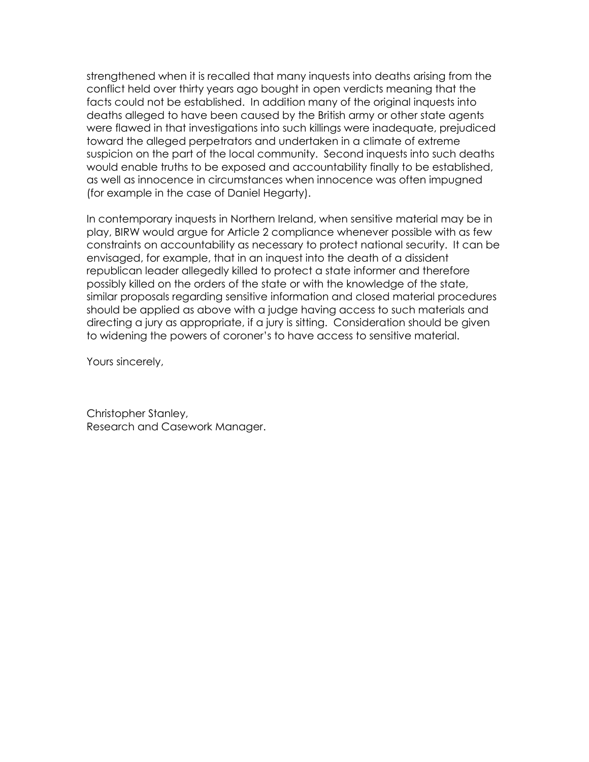strengthened when it is recalled that many inquests into deaths arising from the conflict held over thirty years ago bought in open verdicts meaning that the facts could not be established. In addition many of the original inquests into deaths alleged to have been caused by the British army or other state agents were flawed in that investigations into such killings were inadequate, prejudiced toward the alleged perpetrators and undertaken in a climate of extreme suspicion on the part of the local community. Second inquests into such deaths would enable truths to be exposed and accountability finally to be established, as well as innocence in circumstances when innocence was often impugned (for example in the case of Daniel Hegarty).

In contemporary inquests in Northern Ireland, when sensitive material may be in play, BIRW would argue for Article 2 compliance whenever possible with as few constraints on accountability as necessary to protect national security. It can be envisaged, for example, that in an inquest into the death of a dissident republican leader allegedly killed to protect a state informer and therefore possibly killed on the orders of the state or with the knowledge of the state, similar proposals regarding sensitive information and closed material procedures should be applied as above with a judge having access to such materials and directing a jury as appropriate, if a jury is sitting. Consideration should be given to widening the powers of coroner's to have access to sensitive material.

Yours sincerely,

Christopher Stanley,
Research and Casework Manager.